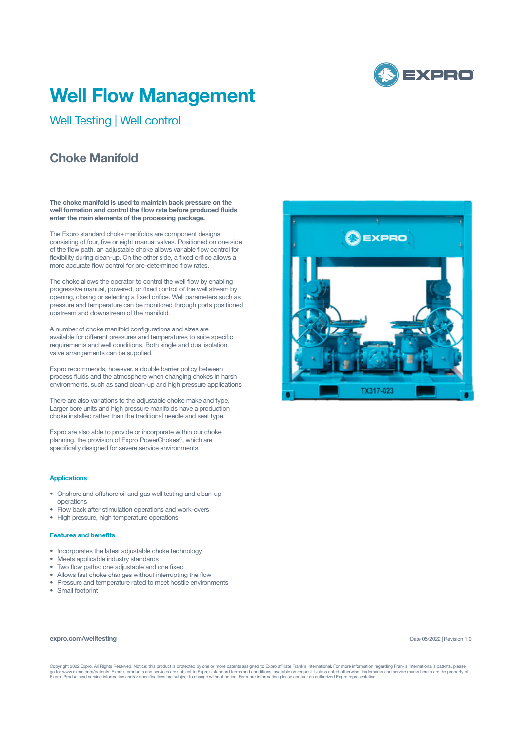# Well Flow Management

## Well Testing | Well control

### Choke Manifold

**The choke manifold is used to maintain back pressure on the well formation and control the flow rate before produced fluids enter the main elements of the processing package.**

The Expro standard choke manifolds are component designs consisting of four, five or eight manual valves. Positioned on one side of the flow path, an adjustable choke allows variable flow control for flexibility during clean-up. On the other side, a fixed orifice allows a more accurate flow control for pre-determined flow rates.

The choke allows the operator to control the well flow by enabling progressive manual, powered, or fixed control of the well stream by opening, closing or selecting a fixed orifice. Well parameters such as pressure and temperature can be monitored through ports positioned upstream and downstream of the manifold.

A number of choke manifold configurations and sizes are available for different pressures and temperatures to suite specific requirements and well conditions. Both single and dual isolation valve arrangements can be supplied.

Expro recommends, however, a double barrier policy between process fluids and the atmosphere when changing chokes in harsh environments, such as sand clean-up and high pressure applications.

There are also variations to the adjustable choke make and type. Larger bore units and high pressure manifolds have a production choke installed rather than the traditional needle and seat type.

Expro are also able to provide or incorporate within our choke planning, the provision of Expro PowerChokes®, which are specifically designed for severe service environments.

#### Applications

- Onshore and offshore oil and gas well testing and clean-up operations
- Flow back after stimulation operations and work-overs
- High pressure, high temperature operations

#### Features and benefits

- Incorporates the latest adjustable choke technology
- Meets applicable industry standards
- Two flow paths: one adjustable and one fixed
- Allows fast choke changes without interrupting the flow
- Pressure and temperature rated to meet hostile environments
- Small footprint

**expro.com/welltesting**

Date 05/2022 | Revision 1.0

Copyright 2022 Expro. All Rights Reserved. Notice: this product is protected by one or more patents assigned to Expro affiliate Frank's International. For more information regarding Frank's International's patents, please go to: www.expro.com/patents. Expro's products and services are subject to Expro's standard terms and conditions, available on request. Unless noted otherwise, trademarks and service marks herein are the property of Expro. Product and service information and/or specifications are subject to change without notice. For more information please contact an authorized Expro representative.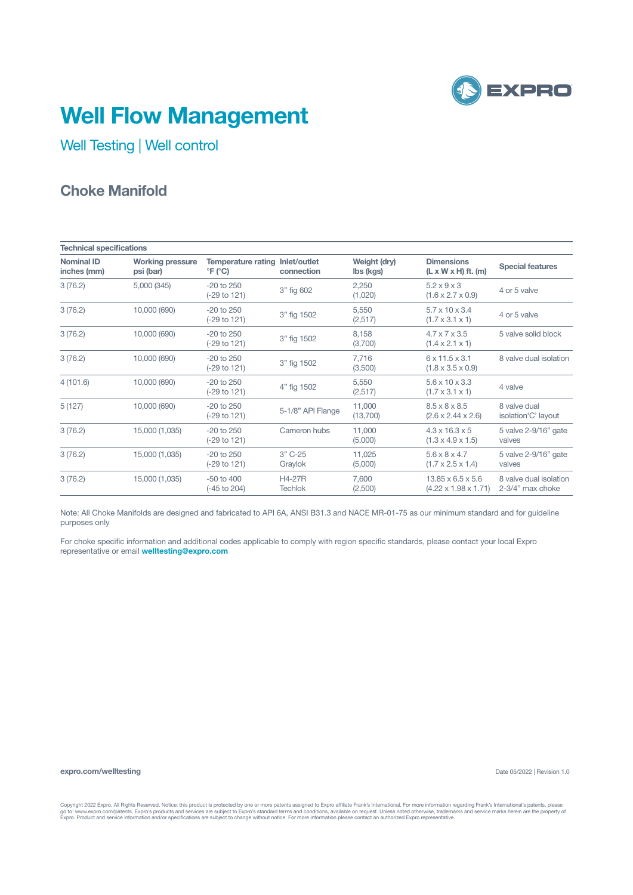# Well Flow Management

Well Testing | Well control

## Choke Manifold

**Technical specifications**

| Nominal ID inches (mm) | Working pressure psi (bar) | Temperature rating °F (°C) | Inlet/outlet connection | Weight (dry) lbs (kgs) | Dimensions (L x W x H) ft. (m) | Special features |
|---|---|---|---|---|---|---|
| 3 (76.2) | 5,000 (345) | -20 to 250 (-29 to 121) | 3” fig 602 | 2,250 (1,020) | 5.2 x 9 x 3 (1.6 x 2.7 x 0.9) | 4 or 5 valve |
| 3 (76.2) | 10,000 (690) | -20 to 250 (-29 to 121) | 3” fig 1502 | 5,550 (2,517) | 5.7 x 10 x 3.4 (1.7 x 3.1 x 1) | 4 or 5 valve |
| 3 (76.2) | 10,000 (690) | -20 to 250 (-29 to 121) | 3” fig 1502 | 8,158 (3,700) | 4.7 x 7 x 3.5 (1.4 x 2.1 x 1) | 5 valve solid block |
| 3 (76.2) | 10,000 (690) | -20 to 250 (-29 to 121) | 3” fig 1502 | 7,716 (3,500) | 6 x 11.5 x 3.1 (1.8 x 3.5 x 0.9) | 8 valve dual isolation |
| 4 (101.6) | 10,000 (690) | -20 to 250 (-29 to 121) | 4” fig 1502 | 5,550 (2,517) | 5.6 x 10 x 3.3 (1.7 x 3.1 x 1) | 4 valve |
| 5 (127) | 10,000 (690) | -20 to 250 (-29 to 121) | 5-1/8” API Flange | 11,000 (13,700) | 8.5 x 8 x 8.5 (2.6 x 2.44 x 2.6) | 8 valve dual isolation'C' layout |
| 3 (76.2) | 15,000 (1,035) | -20 to 250 (-29 to 121) | Cameron hubs | 11,000 (5,000) | 4.3 x 16.3 x 5 (1.3 x 4.9 x 1.5) | 5 valve 2-9/16” gate valves |
| 3 (76.2) | 15,000 (1,035) | -20 to 250 (-29 to 121) | 3” C-25 Graylok | 11,025 (5,000) | 5.6 x 8 x 4.7 (1.7 x 2.5 x 1.4) | 5 valve 2-9/16” gate valves |
| 3 (76.2) | 15,000 (1,035) | -50 to 400 (-45 to 204) | H4-27R Techlok | 7,600 (2,500) | 13.85 x 6.5 x 5.6 (4.22 x 1.98 x 1.71) | 8 valve dual isolation 2-3/4” max choke |

Note: All Choke Manifolds are designed and fabricated to API 6A, ANSI B31.3 and NACE MR-01-75 as our minimum standard and for guideline purposes only

For choke specific information and additional codes applicable to comply with region specific standards, please contact your local Expro representative or email **welltesting@expro.com**

**expro.com/welltesting**

Date 05/2022 | Revision 1.0

Copyright 2022 Expro. All Rights Reserved. Notice: this product is protected by one or more patents assigned to Expro affiliate Frank's International. For more information regarding Frank's International's patents, please go to: www.expro.com/patents. Expro's products and services are subject to Expro's standard terms and conditions, available on request. Unless noted otherwise, trademarks and service marks herein are the property of Expro. Product and service information and/or specifications are subject to change without notice. For more information please contact an authorized Expro representative.